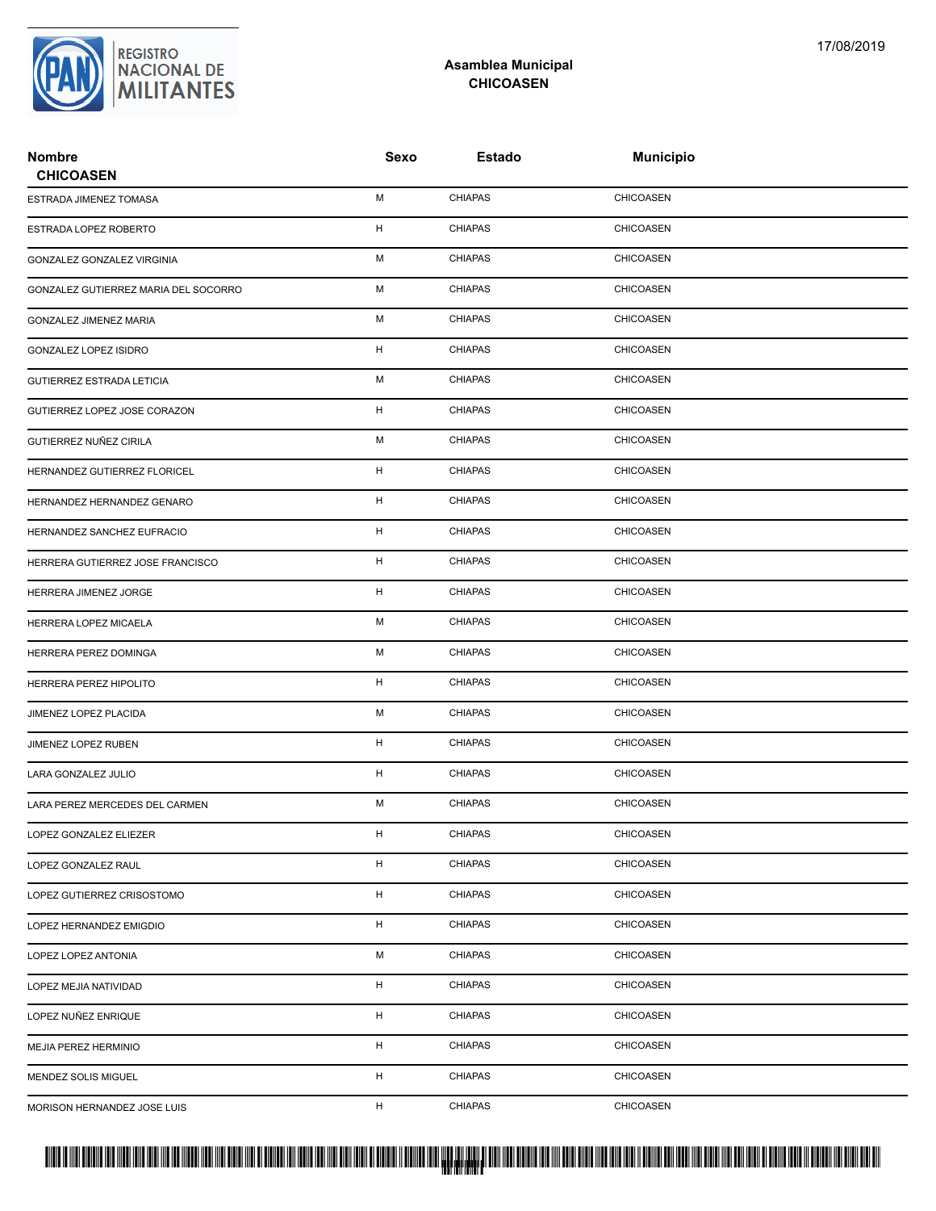REGISTRO NACIONAL DE MILITANTES

17/08/2019

## Asamblea Municipal
## CHICOASEN

| Nombre | Sexo | Estado | Municipio |
|---|---|---|---|
| **CHICOASEN** | | | |
| ESTRADA JIMENEZ TOMASA | M | CHIAPAS | CHICOASEN |
| ESTRADA LOPEZ ROBERTO | H | CHIAPAS | CHICOASEN |
| GONZALEZ GONZALEZ VIRGINIA | M | CHIAPAS | CHICOASEN |
| GONZALEZ GUTIERREZ MARIA DEL SOCORRO | M | CHIAPAS | CHICOASEN |
| GONZALEZ JIMENEZ MARIA | M | CHIAPAS | CHICOASEN |
| GONZALEZ LOPEZ ISIDRO | H | CHIAPAS | CHICOASEN |
| GUTIERREZ ESTRADA LETICIA | M | CHIAPAS | CHICOASEN |
| GUTIERREZ LOPEZ JOSE CORAZON | H | CHIAPAS | CHICOASEN |
| GUTIERREZ NUÑEZ CIRILA | M | CHIAPAS | CHICOASEN |
| HERNANDEZ GUTIERREZ FLORICEL | H | CHIAPAS | CHICOASEN |
| HERNANDEZ HERNANDEZ GENARO | H | CHIAPAS | CHICOASEN |
| HERNANDEZ SANCHEZ EUFRACIO | H | CHIAPAS | CHICOASEN |
| HERRERA GUTIERREZ JOSE FRANCISCO | H | CHIAPAS | CHICOASEN |
| HERRERA JIMENEZ JORGE | H | CHIAPAS | CHICOASEN |
| HERRERA LOPEZ MICAELA | M | CHIAPAS | CHICOASEN |
| HERRERA PEREZ DOMINGA | M | CHIAPAS | CHICOASEN |
| HERRERA PEREZ HIPOLITO | H | CHIAPAS | CHICOASEN |
| JIMENEZ LOPEZ PLACIDA | M | CHIAPAS | CHICOASEN |
| JIMENEZ LOPEZ RUBEN | H | CHIAPAS | CHICOASEN |
| LARA GONZALEZ JULIO | H | CHIAPAS | CHICOASEN |
| LARA PEREZ MERCEDES DEL CARMEN | M | CHIAPAS | CHICOASEN |
| LOPEZ GONZALEZ ELIEZER | H | CHIAPAS | CHICOASEN |
| LOPEZ GONZALEZ RAUL | H | CHIAPAS | CHICOASEN |
| LOPEZ GUTIERREZ CRISOSTOMO | H | CHIAPAS | CHICOASEN |
| LOPEZ HERNANDEZ EMIGDIO | H | CHIAPAS | CHICOASEN |
| LOPEZ LOPEZ ANTONIA | M | CHIAPAS | CHICOASEN |
| LOPEZ MEJIA NATIVIDAD | H | CHIAPAS | CHICOASEN |
| LOPEZ NUÑEZ ENRIQUE | H | CHIAPAS | CHICOASEN |
| MEJIA PEREZ HERMINIO | H | CHIAPAS | CHICOASEN |
| MENDEZ SOLIS MIGUEL | H | CHIAPAS | CHICOASEN |
| MORISON HERNANDEZ JOSE LUIS | H | CHIAPAS | CHICOASEN |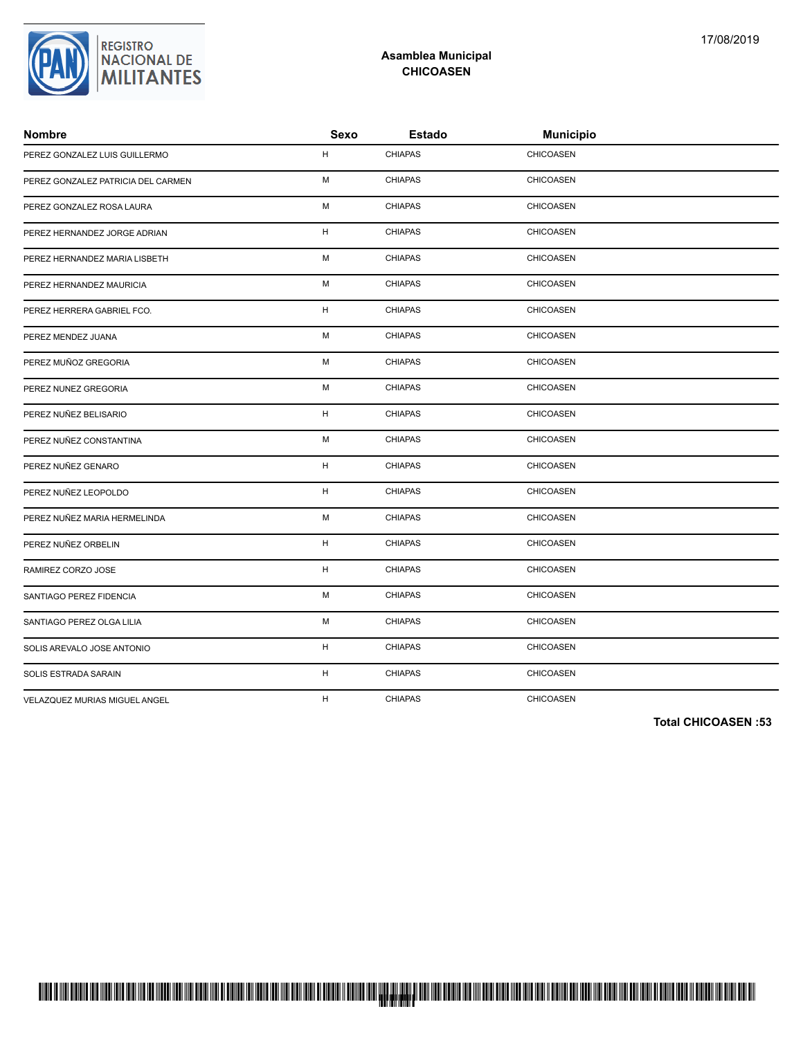**Asamblea Municipal**
**CHICOASEN**

17/08/2019

| Nombre | Sexo | Estado | Municipio |
|---|---|---|---|
| PEREZ GONZALEZ LUIS GUILLERMO | H | CHIAPAS | CHICOASEN |
| PEREZ GONZALEZ PATRICIA DEL CARMEN | M | CHIAPAS | CHICOASEN |
| PEREZ GONZALEZ ROSA LAURA | M | CHIAPAS | CHICOASEN |
| PEREZ HERNANDEZ JORGE ADRIAN | H | CHIAPAS | CHICOASEN |
| PEREZ HERNANDEZ MARIA LISBETH | M | CHIAPAS | CHICOASEN |
| PEREZ HERNANDEZ MAURICIA | M | CHIAPAS | CHICOASEN |
| PEREZ HERRERA GABRIEL FCO. | H | CHIAPAS | CHICOASEN |
| PEREZ MENDEZ JUANA | M | CHIAPAS | CHICOASEN |
| PEREZ MUÑOZ GREGORIA | M | CHIAPAS | CHICOASEN |
| PEREZ NUNEZ GREGORIA | M | CHIAPAS | CHICOASEN |
| PEREZ NUÑEZ BELISARIO | H | CHIAPAS | CHICOASEN |
| PEREZ NUÑEZ CONSTANTINA | M | CHIAPAS | CHICOASEN |
| PEREZ NUÑEZ GENARO | H | CHIAPAS | CHICOASEN |
| PEREZ NUÑEZ LEOPOLDO | H | CHIAPAS | CHICOASEN |
| PEREZ NUÑEZ MARIA HERMELINDA | M | CHIAPAS | CHICOASEN |
| PEREZ NUÑEZ ORBELIN | H | CHIAPAS | CHICOASEN |
| RAMIREZ CORZO JOSE | H | CHIAPAS | CHICOASEN |
| SANTIAGO PEREZ FIDENCIA | M | CHIAPAS | CHICOASEN |
| SANTIAGO PEREZ OLGA LILIA | M | CHIAPAS | CHICOASEN |
| SOLIS AREVALO JOSE ANTONIO | H | CHIAPAS | CHICOASEN |
| SOLIS ESTRADA SARAIN | H | CHIAPAS | CHICOASEN |
| VELAZQUEZ MURIAS MIGUEL ANGEL | H | CHIAPAS | CHICOASEN |

**Total CHICOASEN :53**